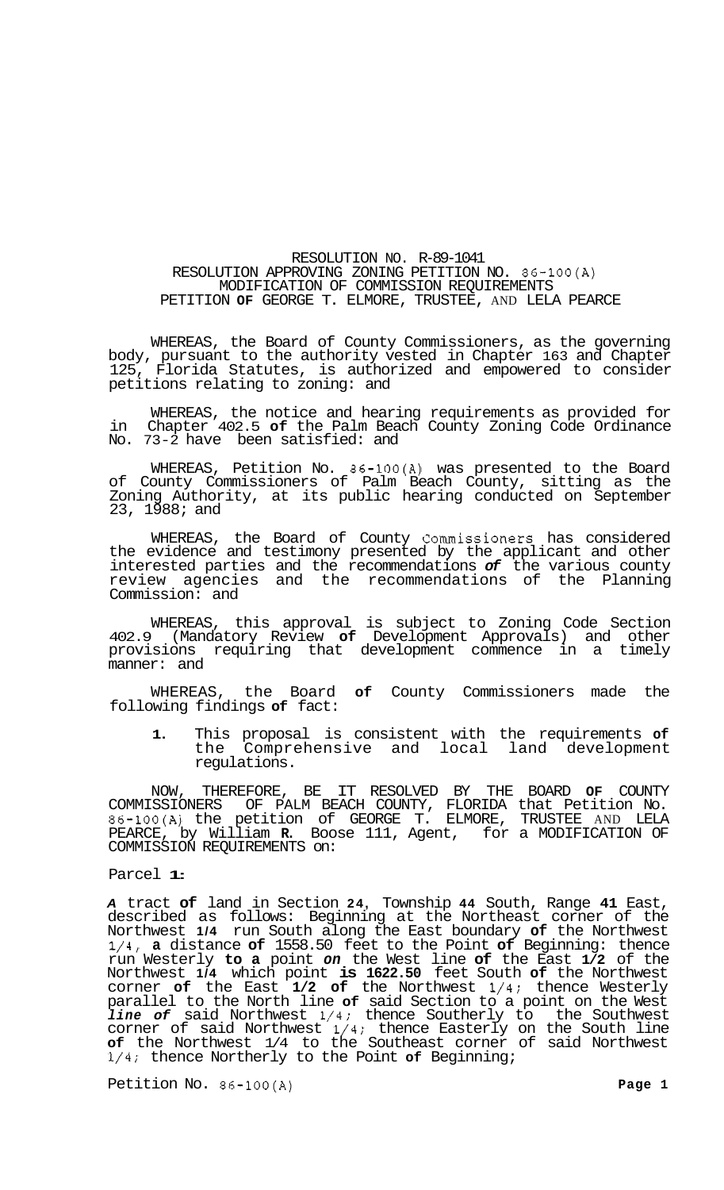# RESOLUTION NO. R-89-1041

## RESOLUTION APPROVING ZONING PETITION NO. 86-100(A)
## MODIFICATION OF COMMISSION REQUIREMENTS
## PETITION OF GEORGE T. ELMORE, TRUSTEE, AND LELA PEARCE

WHEREAS, the Board of County Commissioners, as the governing body, pursuant to the authority vested in Chapter 163 and Chapter 125, Florida Statutes, is authorized and empowered to consider petitions relating to zoning: and

WHEREAS, the notice and hearing requirements as provided for in Chapter 402.5 **of** the Palm Beach County Zoning Code Ordinance No. 73-2 have been satisfied: and

WHEREAS, Petition No. 86-100(A) was presented to the Board of County Commissioners of Palm Beach County, sitting as the Zoning Authority, at its public hearing conducted on September 23, 1988; and

WHEREAS, the Board of County Commissioners has considered the evidence and testimony presented by the applicant and other interested parties and the recommendations *of* the various county review agencies and the recommendations of the Planning Commission: and

WHEREAS, this approval is subject to Zoning Code Section 402.9 (Mandatory Review **of** Development Approvals) and other provisions requiring that development commence in a timely manner: and

WHEREAS, the Board **of** County Commissioners made the following findings **of** fact:

**1.** This proposal is consistent with the requirements **of** the Comprehensive and local land development regulations.

NOW, THEREFORE, BE IT RESOLVED BY THE BOARD **OF** COUNTY COMMISSIONERS OF PALM BEACH COUNTY, FLORIDA that Petition No. 86-100(A) the petition of GEORGE T. ELMORE, TRUSTEE AND LELA PEARCE, by William **R.** Boose 111, Agent, for a MODIFICATION OF COMMISSION REQUIREMENTS on:

Parcel **1:**

*A* tract **of** land in Section **24**, Township **44** South, Range **41** East, described as follows: Beginning at the Northeast corner of the Northwest **1/4** run South along the East boundary **of** the Northwest 1/4, **a** distance **of** 1558.50 feet to the Point **of** Beginning: thence run Westerly **to a** point *on* the West line **of** the East **1/2** of the Northwest **1/4** which point **is 1622.50** feet South **of** the Northwest corner **of** the East **1/2 of** the Northwest 1/4; thence Westerly parallel to the North line **of** said Section to a point on the West ***line of*** said Northwest 1/4; thence Southerly to the Southwest corner of said Northwest 1/4; thence Easterly on the South line **of** the Northwest 1/4 to the Southeast corner of said Northwest 1/4; thence Northerly to the Point **of** Beginning;

Petition No. 86-100(A)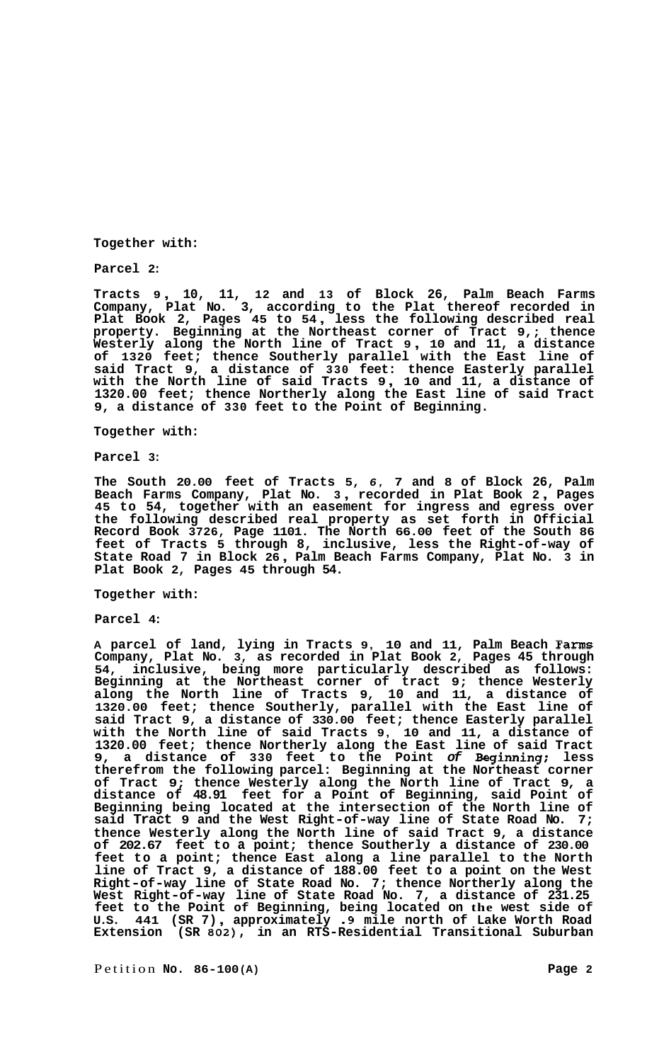**Together with:**

**Parcel 2:**

**Tracts 9, 10, 11, 12 and 13 of Block 26, Palm Beach Farms Company, Plat No. 3, according to the Plat thereof recorded in Plat Book 2, Pages 45 to 54, less the following described real property. Beginning at the Northeast corner of Tract 9,; thence Westerly along the North line of Tract 9, 10 and 11, a distance of 1320 feet; thence Southerly parallel with the East line of said Tract 9, a distance of 330 feet: thence Easterly parallel with the North line of said Tracts 9, 10 and 11, a distance of 1320.00 feet; thence Northerly along the East line of said Tract 9, a distance of 330 feet to the Point of Beginning.**

**Together with:**

**Parcel 3:**

**The South 20.00 feet of Tracts 5, 6, 7 and 8 of Block 26, Palm Beach Farms Company, Plat No. 3, recorded in Plat Book 2, Pages 45 to 54, together with an easement for ingress and egress over the following described real property as set forth in Official Record Book 3726, Page 1101. The North 66.00 feet of the South 86 feet of Tracts 5 through 8, inclusive, less the Right-of-way of State Road 7 in Block 26, Palm Beach Farms Company, Plat No. 3 in Plat Book 2, Pages 45 through 54.**

**Together with:**

**Parcel 4:**

**A parcel of land, lying in Tracts 9, 10 and 11, Palm Beach Farms Company, Plat No. 3, as recorded in Plat Book 2, Pages 45 through 54, inclusive, being more particularly described as follows: Beginning at the Northeast corner of tract 9; thence Westerly along the North line of Tracts 9, 10 and 11, a distance of 1320.00 feet; thence Southerly, parallel with the East line of said Tract 9, a distance of 330.00 feet; thence Easterly parallel with the North line of said Tracts 9, 10 and 11, a distance of 1320.00 feet; thence Northerly along the East line of said Tract 9, a distance of 330 feet to the Point of Beginning; less therefrom the following parcel: Beginning at the Northeast corner of Tract 9; thence Westerly along the North line of Tract 9, a distance of 48.91 feet for a Point of Beginning, said Point of Beginning being located at the intersection of the North line of said Tract 9 and the West Right-of-way line of State Road No. 7; thence Westerly along the North line of said Tract 9, a distance of 202.67 feet to a point; thence Southerly a distance of 230.00 feet to a point; thence East along a line parallel to the North line of Tract 9, a distance of 188.00 feet to a point on the West Right-of-way line of State Road No. 7; thence Northerly along the West Right-of-way line of State Road No. 7, a distance of 231.25 feet to the Point of Beginning, being located on the west side of U.S. 441 (SR 7), approximately .9 mile north of Lake Worth Road Extension (SR 802), in an RTS-Residential Transitional Suburban**

Petition **No. 86-100(A)**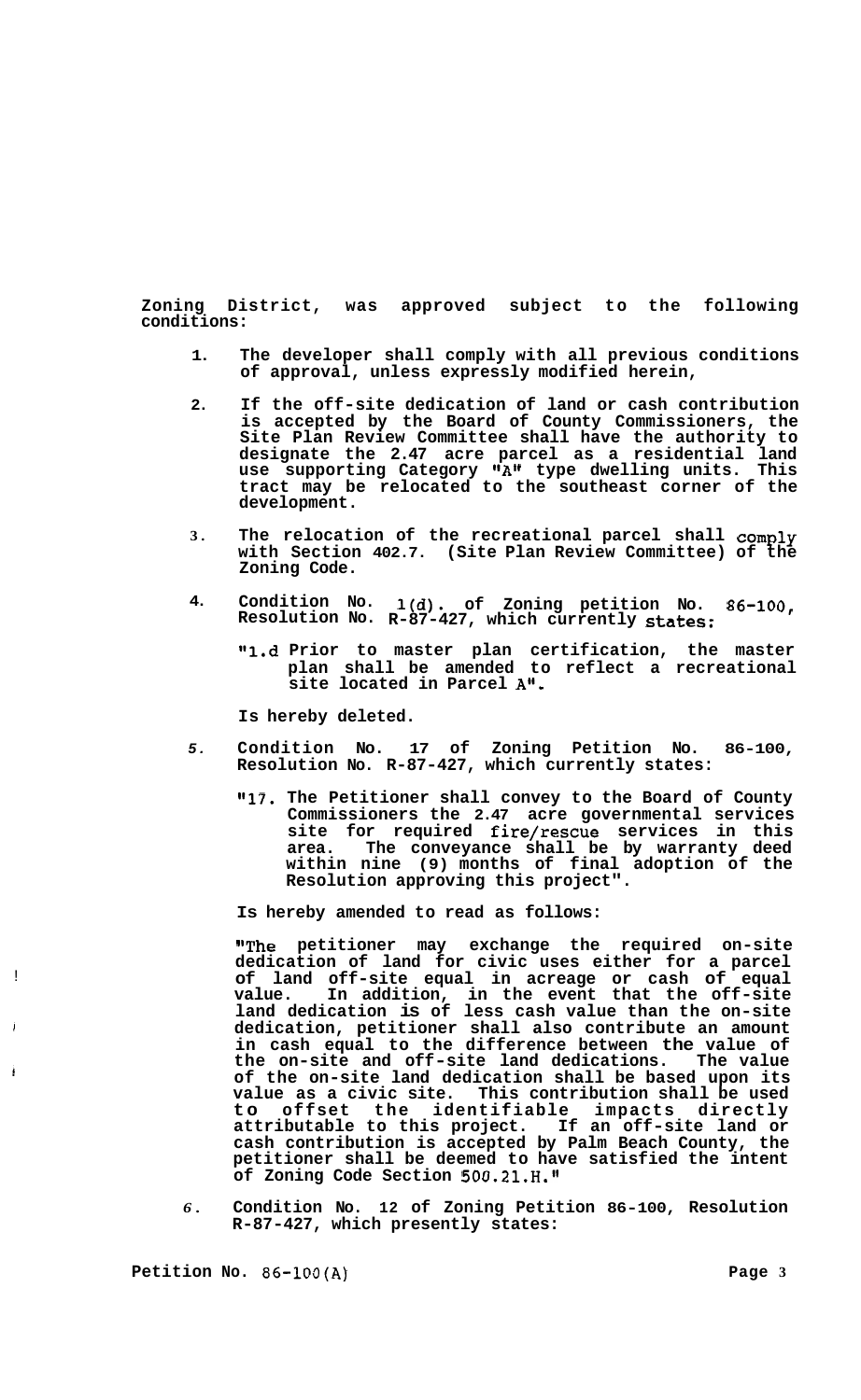**Zoning District, was approved subject to the following conditions:**

1. **The developer shall comply with all previous conditions of approval, unless expressly modified herein,**

2. **If the off-site dedication of land or cash contribution is accepted by the Board of County Commissioners, the Site Plan Review Committee shall have the authority to designate the 2.47 acre parcel as a residential land use supporting Category "A" type dwelling units. This tract may be relocated to the southeast corner of the development.**

3. **The relocation of the recreational parcel shall comply with Section 402.7. (Site Plan Review Committee) of the Zoning Code.**

4. **Condition No. 1(d). of Zoning petition No. 86-100, Resolution No. R-87-427, which currently states:**

   **"1.d Prior to master plan certification, the master plan shall be amended to reflect a recreational site located in Parcel A".**

   **Is hereby deleted.**

5. **Condition No. 17 of Zoning Petition No. 86-100, Resolution No. R-87-427, which currently states:**

   **"17. The Petitioner shall convey to the Board of County Commissioners the 2.47 acre governmental services site for required fire/rescue services in this area. The conveyance shall be by warranty deed within nine (9) months of final adoption of the Resolution approving this project".**

   **Is hereby amended to read as follows:**

   **"The petitioner may exchange the required on-site dedication of land for civic uses either for a parcel of land off-site equal in acreage or cash of equal value. In addition, in the event that the off-site land dedication is of less cash value than the on-site dedication, petitioner shall also contribute an amount in cash equal to the difference between the value of the on-site and off-site land dedications. The value of the on-site land dedication shall be based upon its value as a civic site. This contribution shall be used to offset the identifiable impacts directly attributable to this project. If an off-site land or cash contribution is accepted by Palm Beach County, the petitioner shall be deemed to have satisfied the intent of Zoning Code Section 500.21.H."**

6. **Condition No. 12 of Zoning Petition 86-100, Resolution R-87-427, which presently states:**

**Petition No. 86-100(A)**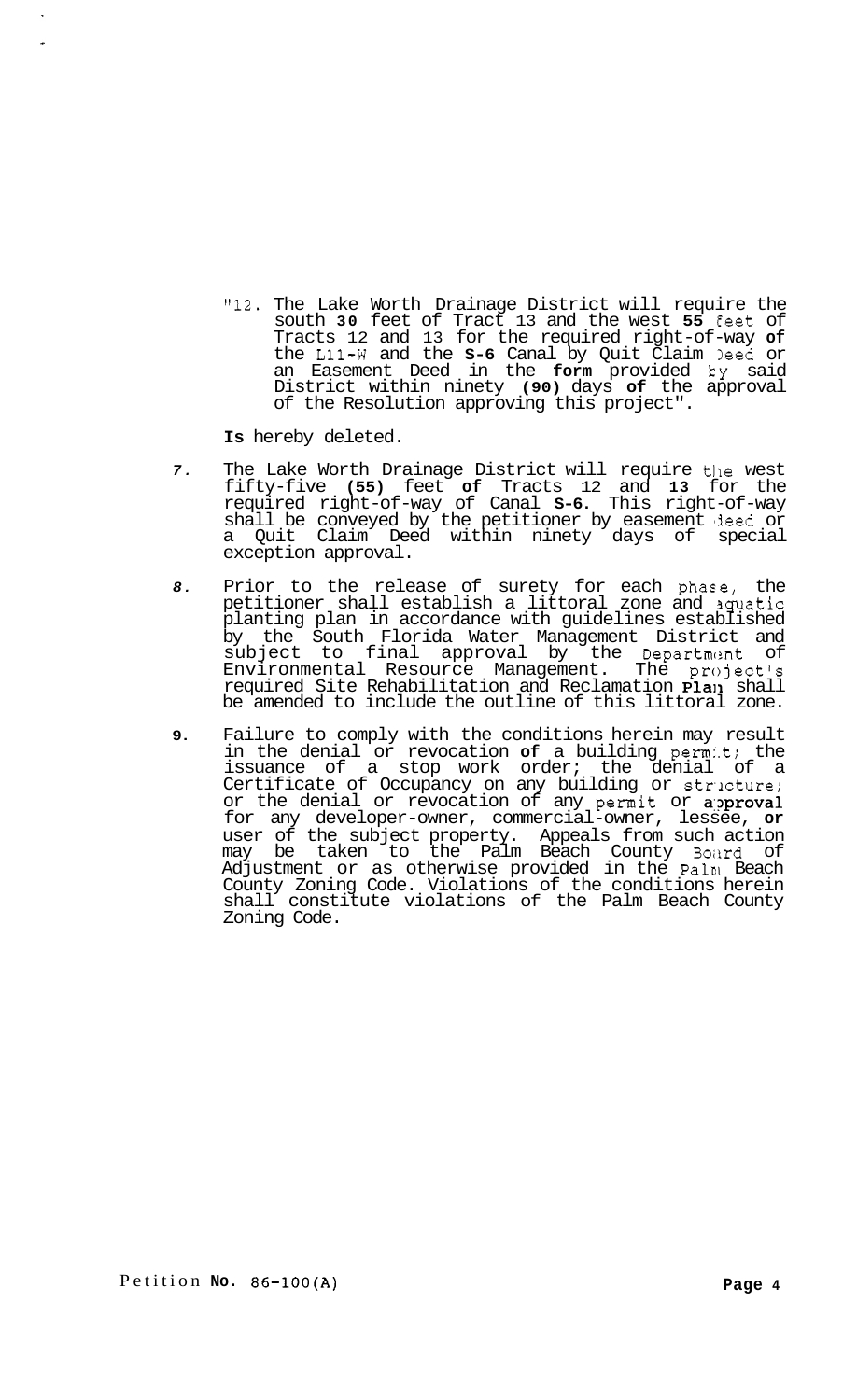"12. The Lake Worth Drainage District will require the south **30** feet of Tract 13 and the west **55** feet of Tracts 12 and 13 for the required right-of-way **of** the L11-W and the **S-6** Canal by Quit Claim Deed or an Easement Deed in the **form** provided by said District within ninety **(90)** days **of** the approval of the Resolution approving this project".

**Is** hereby deleted.

7. The Lake Worth Drainage District will require the west fifty-five **(55)** feet **of** Tracts 12 and **13** for the required right-of-way of Canal **S-6.** This right-of-way shall be conveyed by the petitioner by easement deed or a Quit Claim Deed within ninety days of special exception approval.

8. Prior to the release of surety for each phase, the petitioner shall establish a littoral zone and aquatic planting plan in accordance with guidelines established by the South Florida Water Management District and subject to final approval by the Department of Environmental Resource Management. The project's required Site Rehabilitation and Reclamation **Plan** shall be amended to include the outline of this littoral zone.

9. Failure to comply with the conditions herein may result in the denial or revocation **of** a building permit; the issuance of a stop work order; the denial of a Certificate of Occupancy on any building or structure; or the denial or revocation of any permit or **approval** for any developer-owner, commercial-owner, lessee, **or** user of the subject property. Appeals from such action may be taken to the Palm Beach County Board of Adjustment or as otherwise provided in the Palm Beach County Zoning Code. Violations of the conditions herein shall constitute violations of the Palm Beach County Zoning Code.

Petition **No.** 86-100(A)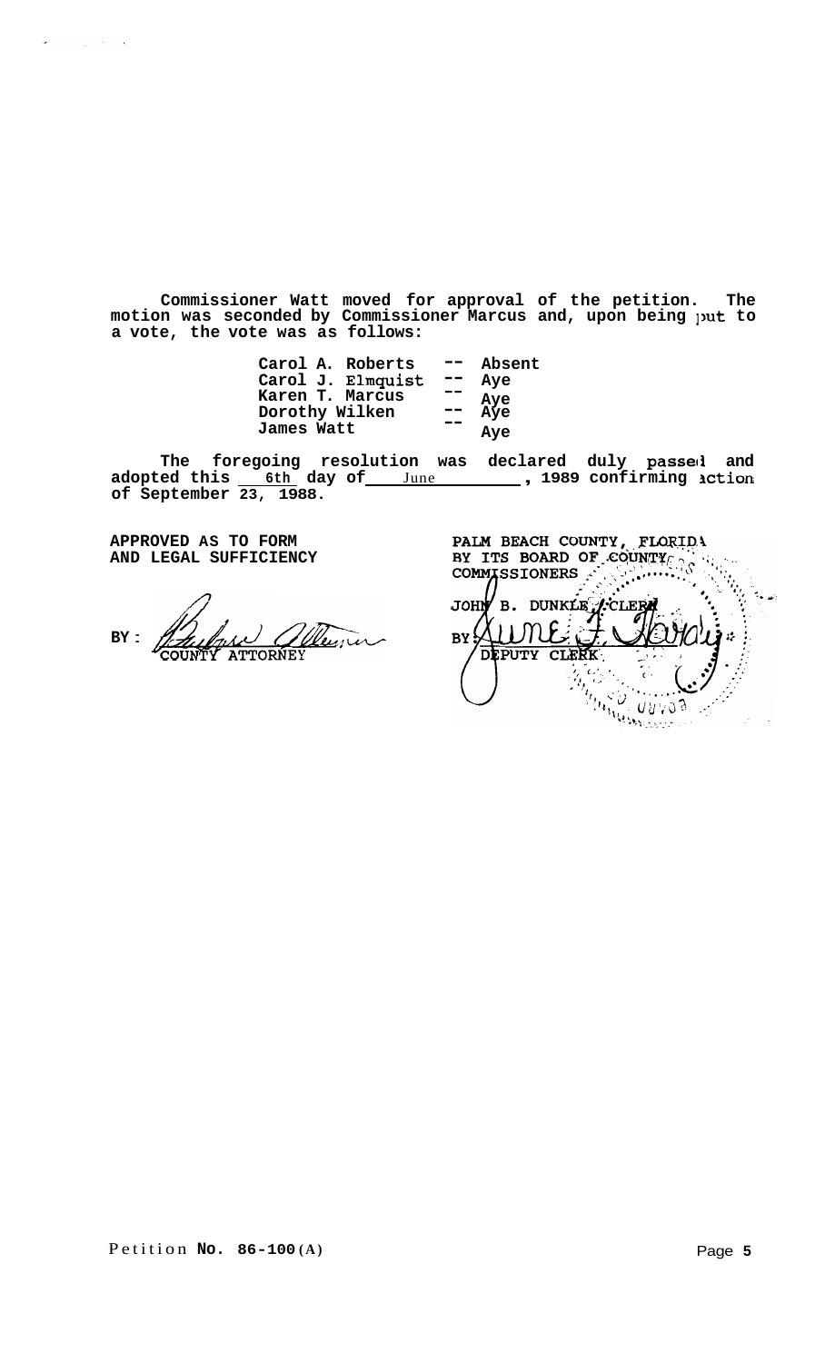Commissioner Watt moved for approval of the petition. The motion was seconded by Commissioner Marcus and, upon being put to a vote, the vote was as follows:

| | | |
|---|---|---|
| Carol A. Roberts | -- | Absent |
| Carol J. Elmquist | -- | Aye |
| Karen T. Marcus | -- | Aye |
| Dorothy Wilken | -- | Aye |
| James Watt | -- | Aye |

The foregoing resolution was declared duly passed and adopted this 6th day of June, 1989 confirming action of September 23, 1988.

APPROVED AS TO FORM
AND LEGAL SUFFICIENCY

BY: ______________________
COUNTY ATTORNEY

PALM BEACH COUNTY, FLORIDA
BY ITS BOARD OF COUNTY
COMMISSIONERS

JOHN B. DUNKLE, CLERK

BY: ______________________
DEPUTY CLERK

Petition No. 86-100(A)